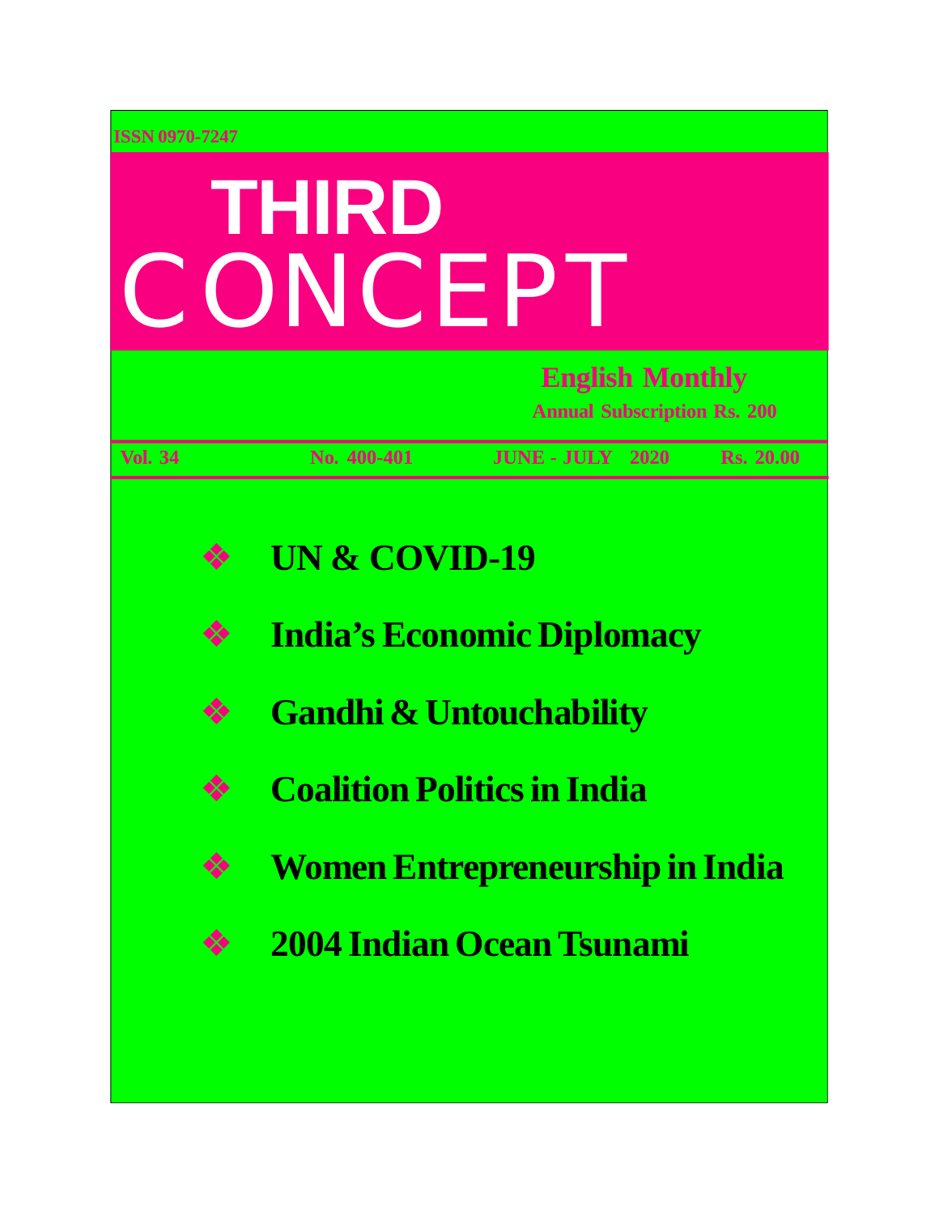ISSN 0970-7247

# THIRD CONCEPT

**English Monthly**

**Annual Subscription Rs. 200**

**Vol. 34 No. 400-401 JUNE - JULY 2020 Rs. 20.00**

- **UN & COVID-19**
- **India's Economic Diplomacy**
- **Gandhi & Untouchability**
- **Coalition Politics in India**
- **Women Entrepreneurship in India**
- **2004 Indian Ocean Tsunami**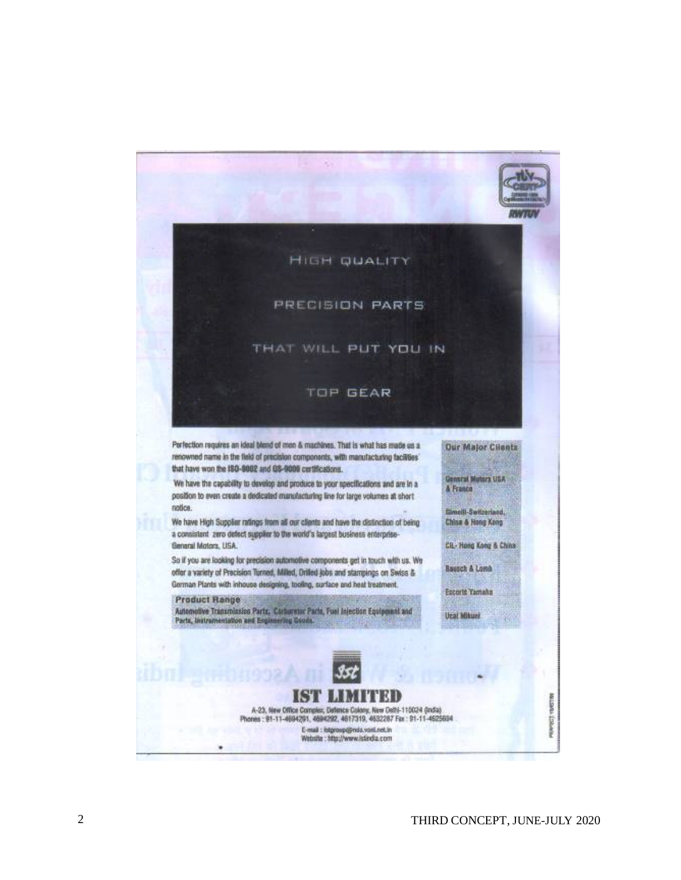HIGH QUALITY

PRECISION PARTS

THAT WILL PUT YOU IN

TOP GEAR

Perfection requires an ideal blend of men & machines. That is what has made us a renowned name in the field of precision components, with manufacturing facilities that have won the ISO-9002 and QS-9000 certifications.

We have the capability to develop and produce to your specifications and are in a position to even create a dedicated manufacturing line for large volumes at short notice.

We have High Supplier ratings from all our clients and have the distinction of being a consistent zero defect supplier to the world's largest business enterprise- General Motors, USA.

So if you are looking for precision automotive components get in touch with us. We offer a variety of Precision Turned, Milled, Drilled jobs and stampings on Swiss & German Plants with inhouse designing, tooling, surface and heat treatment.

**Product Range**

**Automotive Transmission Parts, Carburetor Parts, Fuel Injection Equipment and Parts, Instrumentation and Engineering Goods.**

**Our Major Clients**

- General Motors USA & France
- Gimelli-Switzerland, China & Hong Kong
- CIL- Hong Kong & China
- Bausch & Lomb
- Escorts Yamaha
- Ucal Mikuni

**IST LIMITED**

A-23, New Office Complex, Defence Colony, New Delhi-110024 (India)
Phones : 91-11-4694291, 4694292, 4617319, 4632287 Fax : 91-11-4625694
E-mail : istgroup@nda.vsnl.net.in
Website : http://www.istindia.com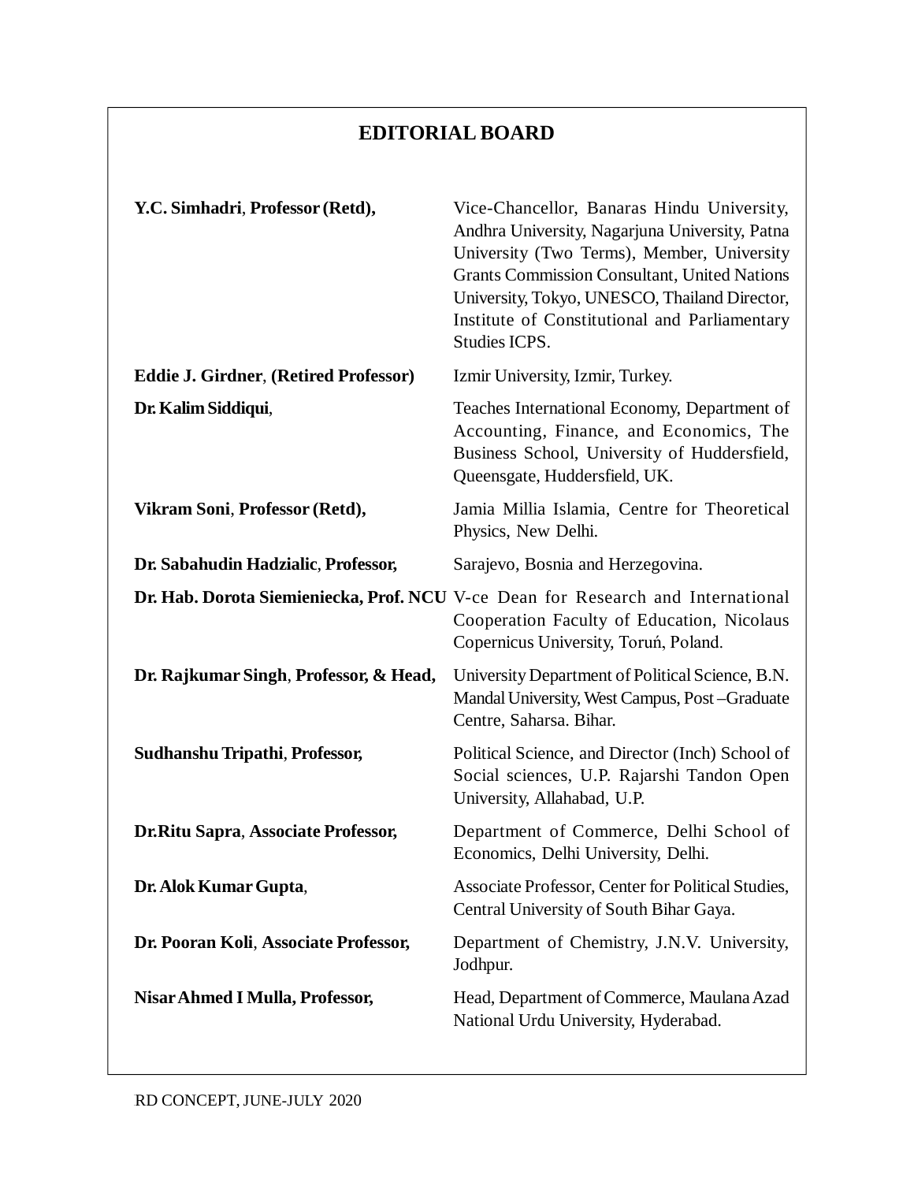# EDITORIAL BOARD

| | |
|---|---|
| **Y.C. Simhadri**, **Professor (Retd),** | Vice-Chancellor, Banaras Hindu University, Andhra University, Nagarjuna University, Patna University (Two Terms), Member, University Grants Commission Consultant, United Nations University, Tokyo, UNESCO, Thailand Director, Institute of Constitutional and Parliamentary Studies ICPS. |
| **Eddie J. Girdner**, **(Retired Professor)** | Izmir University, Izmir, Turkey. |
| **Dr. Kalim Siddiqui**, | Teaches International Economy, Department of Accounting, Finance, and Economics, The Business School, University of Huddersfield, Queensgate, Huddersfield, UK. |
| **Vikram Soni**, **Professor (Retd),** | Jamia Millia Islamia, Centre for Theoretical Physics, New Delhi. |
| **Dr. Sabahudin Hadzialic**, **Professor,** | Sarajevo, Bosnia and Herzegovina. |
| **Dr. Hab. Dorota Siemieniecka, Prof. NCU** | V-ce Dean for Research and International Cooperation Faculty of Education, Nicolaus Copernicus University, Toruń, Poland. |
| **Dr. Rajkumar Singh**, **Professor, & Head,** | University Department of Political Science, B.N. Mandal University, West Campus, Post –Graduate Centre, Saharsa. Bihar. |
| **Sudhanshu Tripathi**, **Professor,** | Political Science, and Director (Inch) School of Social sciences, U.P. Rajarshi Tandon Open University, Allahabad, U.P. |
| **Dr.Ritu Sapra**, **Associate Professor,** | Department of Commerce, Delhi School of Economics, Delhi University, Delhi. |
| **Dr. Alok Kumar Gupta**, | Associate Professor, Center for Political Studies, Central University of South Bihar Gaya. |
| **Dr. Pooran Koli**, **Associate Professor,** | Department of Chemistry, J.N.V. University, Jodhpur. |
| **Nisar Ahmed I Mulla, Professor,** | Head, Department of Commerce, Maulana Azad National Urdu University, Hyderabad. |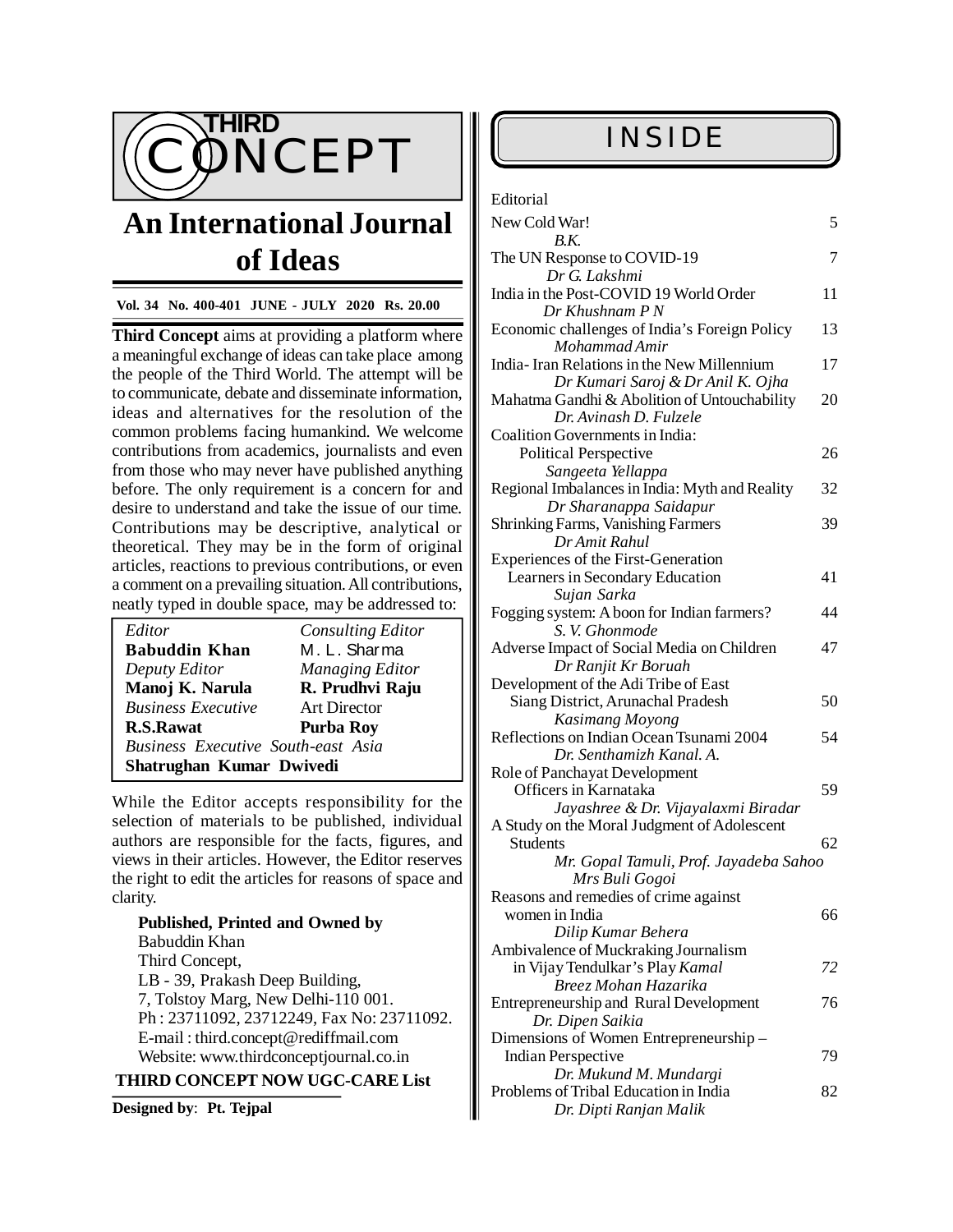# THIRD CONCEPT

## An International Journal of Ideas

**Vol. 34 No. 400-401 JUNE - JULY 2020 Rs. 20.00**

**Third Concept** aims at providing a platform where a meaningful exchange of ideas can take place among the people of the Third World. The attempt will be to communicate, debate and disseminate information, ideas and alternatives for the resolution of the common problems facing humankind. We welcome contributions from academics, journalists and even from those who may never have published anything before. The only requirement is a concern for and desire to understand and take the issue of our time. Contributions may be descriptive, analytical or theoretical. They may be in the form of original articles, reactions to previous contributions, or even a comment on a prevailing situation. All contributions, neatly typed in double space, may be addressed to:

| | |
|---|---|
| *Editor* | *Consulting Editor* |
| **Babuddin Khan** | M. L. Sharma |
| *Deputy Editor* | *Managing Editor* |
| **Manoj K. Narula** | **R. Prudhvi Raju** |
| *Business Executive* | Art Director |
| **R.S.Rawat** | **Purba Roy** |
| *Business Executive South-east Asia* | |
| **Shatrughan Kumar Dwivedi** | |

While the Editor accepts responsibility for the selection of materials to be published, individual authors are responsible for the facts, figures, and views in their articles. However, the Editor reserves the right to edit the articles for reasons of space and clarity.

**Published, Printed and Owned by**
Babuddin Khan
Third Concept,
LB - 39, Prakash Deep Building,
7, Tolstoy Marg, New Delhi-110 001.
Ph : 23711092, 23712249, Fax No: 23711092.
E-mail : third.concept@rediffmail.com
Website: www.thirdconceptjournal.co.in

**THIRD CONCEPT NOW UGC-CARE List**

**Designed by**: **Pt. Tejpal**

## INSIDE

| | |
|---|---|
| Editorial | |
| New Cold War! *B.K.* | 5 |
| The UN Response to COVID-19 *Dr G. Lakshmi* | 7 |
| India in the Post-COVID 19 World Order *Dr Khushnam P N* | 11 |
| Economic challenges of India's Foreign Policy *Mohammad Amir* | 13 |
| India- Iran Relations in the New Millennium *Dr Kumari Saroj & Dr Anil K. Ojha* | 17 |
| Mahatma Gandhi & Abolition of Untouchability *Dr. Avinash D. Fulzele* | 20 |
| Coalition Governments in India: Political Perspective *Sangeeta Yellappa* | 26 |
| Regional Imbalances in India: Myth and Reality *Dr Sharanappa Saidapur* | 32 |
| Shrinking Farms, Vanishing Farmers *Dr Amit Rahul* | 39 |
| Experiences of the First-Generation Learners in Secondary Education *Sujan Sarka* | 41 |
| Fogging system: A boon for Indian farmers? *S. V. Ghonmode* | 44 |
| Adverse Impact of Social Media on Children *Dr Ranjit Kr Boruah* | 47 |
| Development of the Adi Tribe of East Siang District, Arunachal Pradesh *Kasimang Moyong* | 50 |
| Reflections on Indian Ocean Tsunami 2004 *Dr. Senthamizh Kanal. A.* | 54 |
| Role of Panchayat Development Officers in Karnataka *Jayashree & Dr. Vijayalaxmi Biradar* | 59 |
| A Study on the Moral Judgment of Adolescent Students *Mr. Gopal Tamuli, Prof. Jayadeba Sahoo Mrs Buli Gogoi* | 62 |
| Reasons and remedies of crime against women in India *Dilip Kumar Behera* | 66 |
| Ambivalence of Muckraking Journalism in Vijay Tendulkar's Play *Kamal* *Breez Mohan Hazarika* | *72* |
| Entrepreneurship and Rural Development *Dr. Dipen Saikia* | 76 |
| Dimensions of Women Entrepreneurship – Indian Perspective *Dr. Mukund M. Mundargi* | 79 |
| Problems of Tribal Education in India *Dr. Dipti Ranjan Malik* | 82 |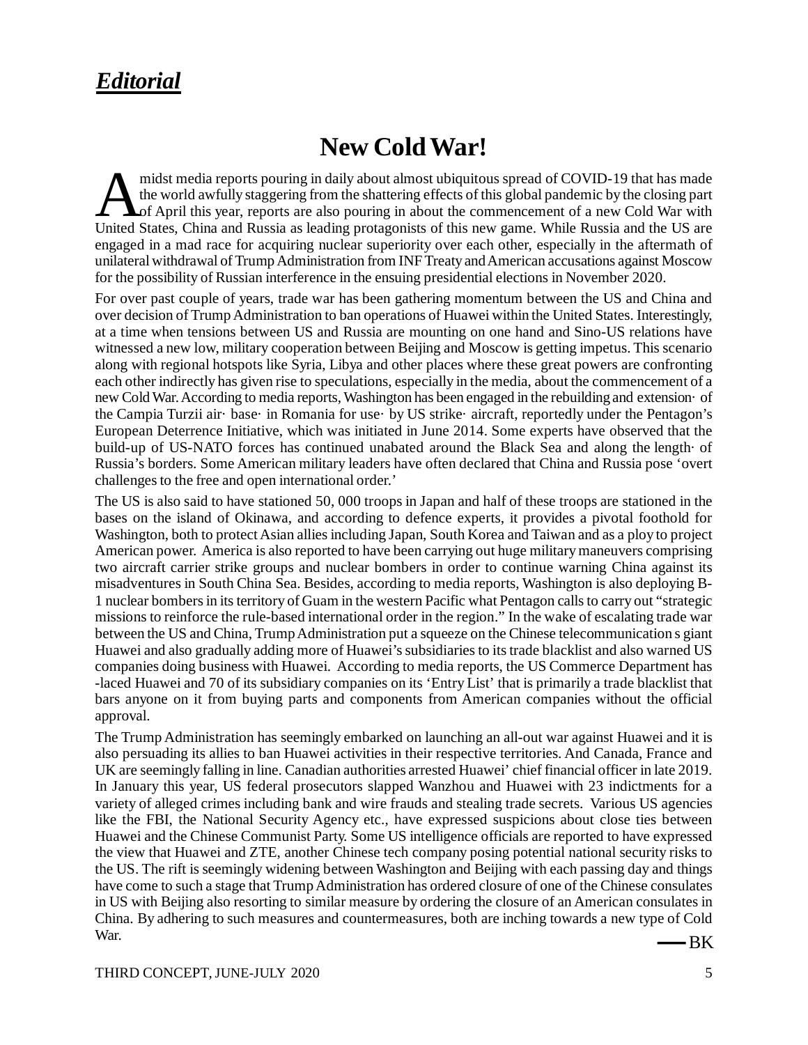## *Editorial*

# New Cold War!

Amidst media reports pouring in daily about almost ubiquitous spread of COVID-19 that has made the world awfully staggering from the shattering effects of this global pandemic by the closing part of April this year, reports are also pouring in about the commencement of a new Cold War with United States, China and Russia as leading protagonists of this new game. While Russia and the US are engaged in a mad race for acquiring nuclear superiority over each other, especially in the aftermath of unilateral withdrawal of Trump Administration from INF Treaty and American accusations against Moscow for the possibility of Russian interference in the ensuing presidential elections in November 2020.

For over past couple of years, trade war has been gathering momentum between the US and China and over decision of Trump Administration to ban operations of Huawei within the United States. Interestingly, at a time when tensions between US and Russia are mounting on one hand and Sino-US relations have witnessed a new low, military cooperation between Beijing and Moscow is getting impetus. This scenario along with regional hotspots like Syria, Libya and other places where these great powers are confronting each other indirectly has given rise to speculations, especially in the media, about the commencement of a new Cold War. According to media reports, Washington has been engaged in the rebuilding and extension· of the Campia Turzii air· base· in Romania for use· by US strike· aircraft, reportedly under the Pentagon's European Deterrence Initiative, which was initiated in June 2014. Some experts have observed that the build-up of US-NATO forces has continued unabated around the Black Sea and along the length· of Russia's borders. Some American military leaders have often declared that China and Russia pose 'overt challenges to the free and open international order.'

The US is also said to have stationed 50, 000 troops in Japan and half of these troops are stationed in the bases on the island of Okinawa, and according to defence experts, it provides a pivotal foothold for Washington, both to protect Asian allies including Japan, South Korea and Taiwan and as a ploy to project American power. America is also reported to have been carrying out huge military maneuvers comprising two aircraft carrier strike groups and nuclear bombers in order to continue warning China against its misadventures in South China Sea. Besides, according to media reports, Washington is also deploying B-1 nuclear bombers in its territory of Guam in the western Pacific what Pentagon calls to carry out "strategic missions to reinforce the rule-based international order in the region." In the wake of escalating trade war between the US and China, Trump Administration put a squeeze on the Chinese telecommunication s giant Huawei and also gradually adding more of Huawei's subsidiaries to its trade blacklist and also warned US companies doing business with Huawei. According to media reports, the US Commerce Department has -laced Huawei and 70 of its subsidiary companies on its 'Entry List' that is primarily a trade blacklist that bars anyone on it from buying parts and components from American companies without the official approval.

The Trump Administration has seemingly embarked on launching an all-out war against Huawei and it is also persuading its allies to ban Huawei activities in their respective territories. And Canada, France and UK are seemingly falling in line. Canadian authorities arrested Huawei' chief financial officer in late 2019. In January this year, US federal prosecutors slapped Wanzhou and Huawei with 23 indictments for a variety of alleged crimes including bank and wire frauds and stealing trade secrets. Various US agencies like the FBI, the National Security Agency etc., have expressed suspicions about close ties between Huawei and the Chinese Communist Party. Some US intelligence officials are reported to have expressed the view that Huawei and ZTE, another Chinese tech company posing potential national security risks to the US. The rift is seemingly widening between Washington and Beijing with each passing day and things have come to such a stage that Trump Administration has ordered closure of one of the Chinese consulates in US with Beijing also resorting to similar measure by ordering the closure of an American consulates in China. By adhering to such measures and countermeasures, both are inching towards a new type of Cold War.

—BK